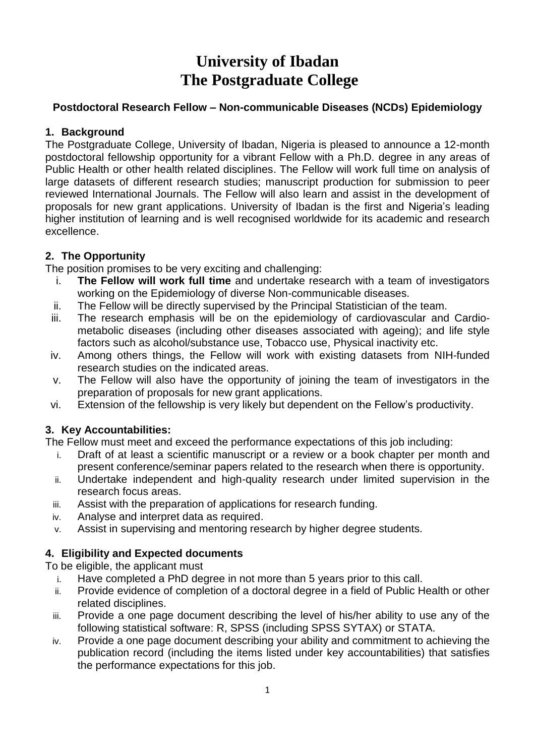# University of Ibadan
# The Postgraduate College

### Postdoctoral Research Fellow – Non-communicable Diseases (NCDs) Epidemiology

### 1. Background

The Postgraduate College, University of Ibadan, Nigeria is pleased to announce a 12-month postdoctoral fellowship opportunity for a vibrant Fellow with a Ph.D. degree in any areas of Public Health or other health related disciplines. The Fellow will work full time on analysis of large datasets of different research studies; manuscript production for submission to peer reviewed International Journals. The Fellow will also learn and assist in the development of proposals for new grant applications. University of Ibadan is the first and Nigeria's leading higher institution of learning and is well recognised worldwide for its academic and research excellence.

### 2. The Opportunity

The position promises to be very exciting and challenging:

i. **The Fellow will work full time** and undertake research with a team of investigators working on the Epidemiology of diverse Non-communicable diseases.
ii. The Fellow will be directly supervised by the Principal Statistician of the team.
iii. The research emphasis will be on the epidemiology of cardiovascular and Cardio-metabolic diseases (including other diseases associated with ageing); and life style factors such as alcohol/substance use, Tobacco use, Physical inactivity etc.
iv. Among others things, the Fellow will work with existing datasets from NIH-funded research studies on the indicated areas.
v. The Fellow will also have the opportunity of joining the team of investigators in the preparation of proposals for new grant applications.
vi. Extension of the fellowship is very likely but dependent on the Fellow's productivity.

### 3. Key Accountabilities:

The Fellow must meet and exceed the performance expectations of this job including:

i. Draft of at least a scientific manuscript or a review or a book chapter per month and present conference/seminar papers related to the research when there is opportunity.
ii. Undertake independent and high-quality research under limited supervision in the research focus areas.
iii. Assist with the preparation of applications for research funding.
iv. Analyse and interpret data as required.
v. Assist in supervising and mentoring research by higher degree students.

### 4. Eligibility and Expected documents

To be eligible, the applicant must

i. Have completed a PhD degree in not more than 5 years prior to this call.
ii. Provide evidence of completion of a doctoral degree in a field of Public Health or other related disciplines.
iii. Provide a one page document describing the level of his/her ability to use any of the following statistical software: R, SPSS (including SPSS SYTAX) or STATA.
iv. Provide a one page document describing your ability and commitment to achieving the publication record (including the items listed under key accountabilities) that satisfies the performance expectations for this job.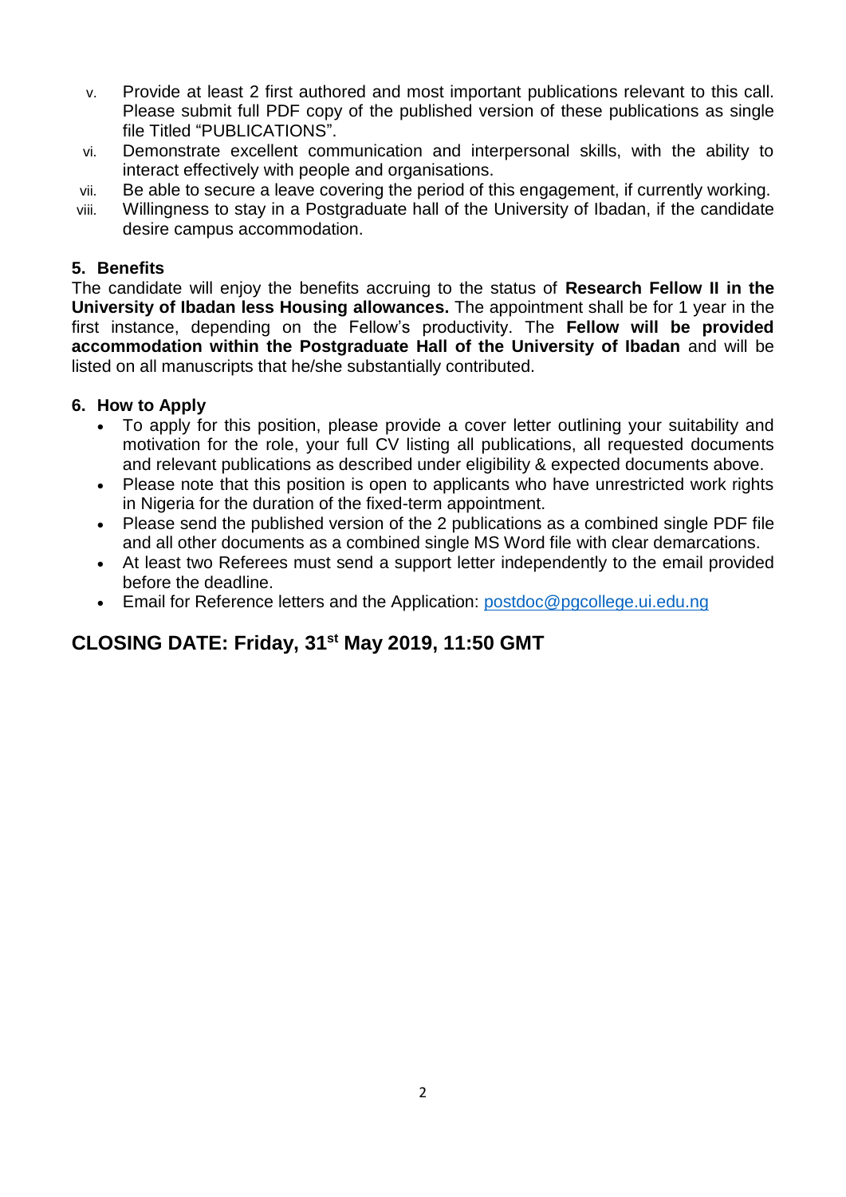v. Provide at least 2 first authored and most important publications relevant to this call. Please submit full PDF copy of the published version of these publications as single file Titled "PUBLICATIONS".
vi. Demonstrate excellent communication and interpersonal skills, with the ability to interact effectively with people and organisations.
vii. Be able to secure a leave covering the period of this engagement, if currently working.
viii. Willingness to stay in a Postgraduate hall of the University of Ibadan, if the candidate desire campus accommodation.

## 5. Benefits

The candidate will enjoy the benefits accruing to the status of **Research Fellow II in the University of Ibadan less Housing allowances.** The appointment shall be for 1 year in the first instance, depending on the Fellow's productivity. The **Fellow will be provided accommodation within the Postgraduate Hall of the University of Ibadan** and will be listed on all manuscripts that he/she substantially contributed.

## 6. How to Apply

- To apply for this position, please provide a cover letter outlining your suitability and motivation for the role, your full CV listing all publications, all requested documents and relevant publications as described under eligibility & expected documents above.
- Please note that this position is open to applicants who have unrestricted work rights in Nigeria for the duration of the fixed-term appointment.
- Please send the published version of the 2 publications as a combined single PDF file and all other documents as a combined single MS Word file with clear demarcations.
- At least two Referees must send a support letter independently to the email provided before the deadline.
- Email for Reference letters and the Application: postdoc@pgcollege.ui.edu.ng

## CLOSING DATE: Friday, 31st May 2019, 11:50 GMT